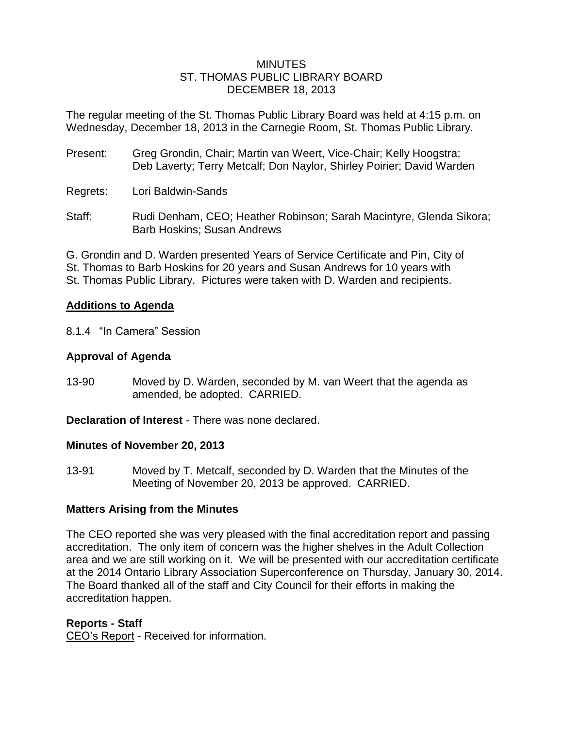# MINUTES
## ST. THOMAS PUBLIC LIBRARY BOARD
## DECEMBER 18, 2013

The regular meeting of the St. Thomas Public Library Board was held at 4:15 p.m. on Wednesday, December 18, 2013 in the Carnegie Room, St. Thomas Public Library.

Present: Greg Grondin, Chair; Martin van Weert, Vice-Chair; Kelly Hoogstra; Deb Laverty; Terry Metcalf; Don Naylor, Shirley Poirier; David Warden

Regrets: Lori Baldwin-Sands

Staff: Rudi Denham, CEO; Heather Robinson; Sarah Macintyre, Glenda Sikora; Barb Hoskins; Susan Andrews

G. Grondin and D. Warden presented Years of Service Certificate and Pin, City of St. Thomas to Barb Hoskins for 20 years and Susan Andrews for 10 years with St. Thomas Public Library. Pictures were taken with D. Warden and recipients.

### Additions to Agenda

8.1.4 "In Camera" Session

### Approval of Agenda

13-90 Moved by D. Warden, seconded by M. van Weert that the agenda as amended, be adopted. CARRIED.

**Declaration of Interest** - There was none declared.

### Minutes of November 20, 2013

13-91 Moved by T. Metcalf, seconded by D. Warden that the Minutes of the Meeting of November 20, 2013 be approved. CARRIED.

### Matters Arising from the Minutes

The CEO reported she was very pleased with the final accreditation report and passing accreditation. The only item of concern was the higher shelves in the Adult Collection area and we are still working on it. We will be presented with our accreditation certificate at the 2014 Ontario Library Association Superconference on Thursday, January 30, 2014. The Board thanked all of the staff and City Council for their efforts in making the accreditation happen.

### Reports - Staff

CEO's Report - Received for information.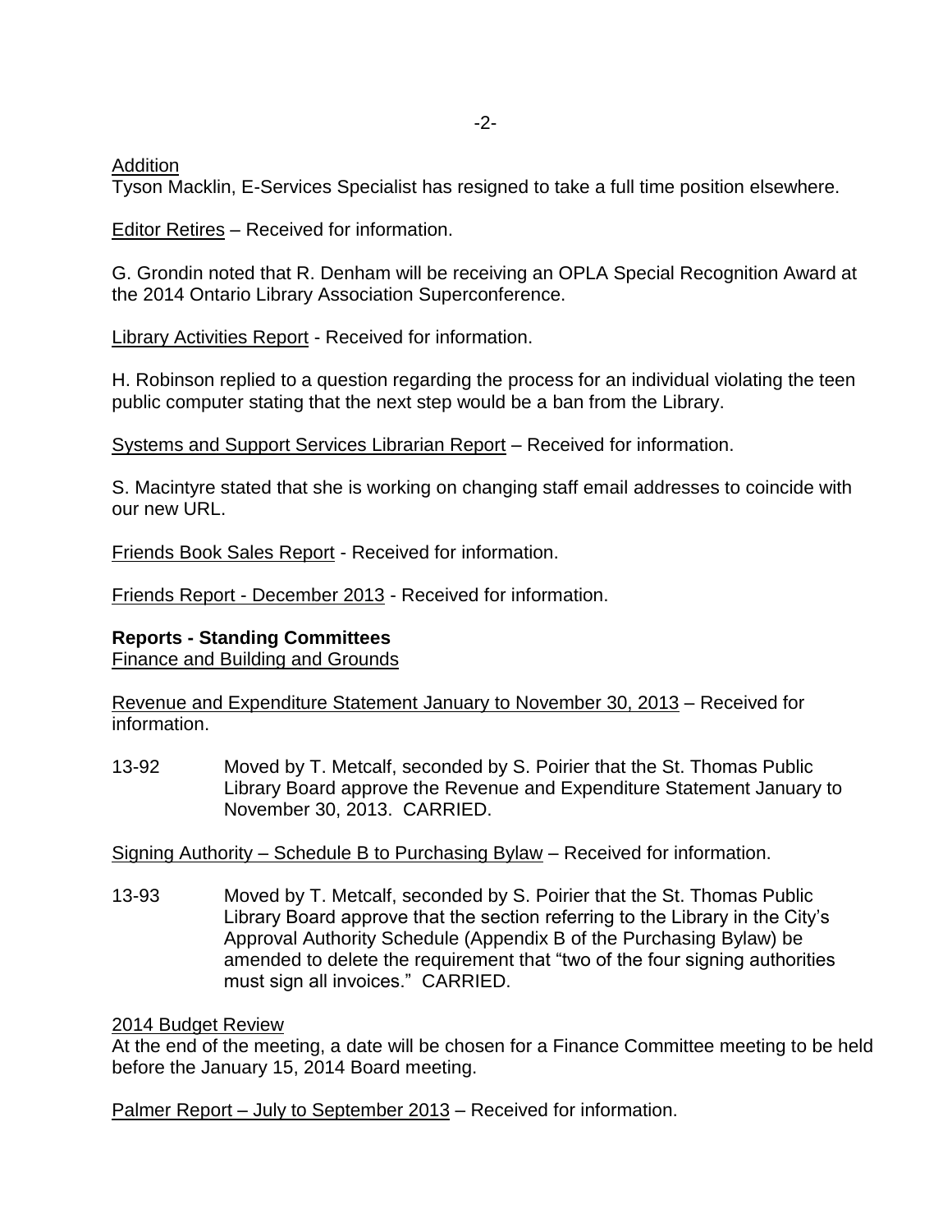Addition
Tyson Macklin, E-Services Specialist has resigned to take a full time position elsewhere.

Editor Retires – Received for information.

G. Grondin noted that R. Denham will be receiving an OPLA Special Recognition Award at the 2014 Ontario Library Association Superconference.

Library Activities Report - Received for information.

H. Robinson replied to a question regarding the process for an individual violating the teen public computer stating that the next step would be a ban from the Library.

Systems and Support Services Librarian Report – Received for information.

S. Macintyre stated that she is working on changing staff email addresses to coincide with our new URL.

Friends Book Sales Report - Received for information.

Friends Report - December 2013 - Received for information.

**Reports - Standing Committees**
Finance and Building and Grounds

Revenue and Expenditure Statement January to November 30, 2013 – Received for information.

13-92 Moved by T. Metcalf, seconded by S. Poirier that the St. Thomas Public Library Board approve the Revenue and Expenditure Statement January to November 30, 2013. CARRIED.

Signing Authority – Schedule B to Purchasing Bylaw – Received for information.

13-93 Moved by T. Metcalf, seconded by S. Poirier that the St. Thomas Public Library Board approve that the section referring to the Library in the City's Approval Authority Schedule (Appendix B of the Purchasing Bylaw) be amended to delete the requirement that "two of the four signing authorities must sign all invoices." CARRIED.

2014 Budget Review
At the end of the meeting, a date will be chosen for a Finance Committee meeting to be held before the January 15, 2014 Board meeting.

Palmer Report – July to September 2013 – Received for information.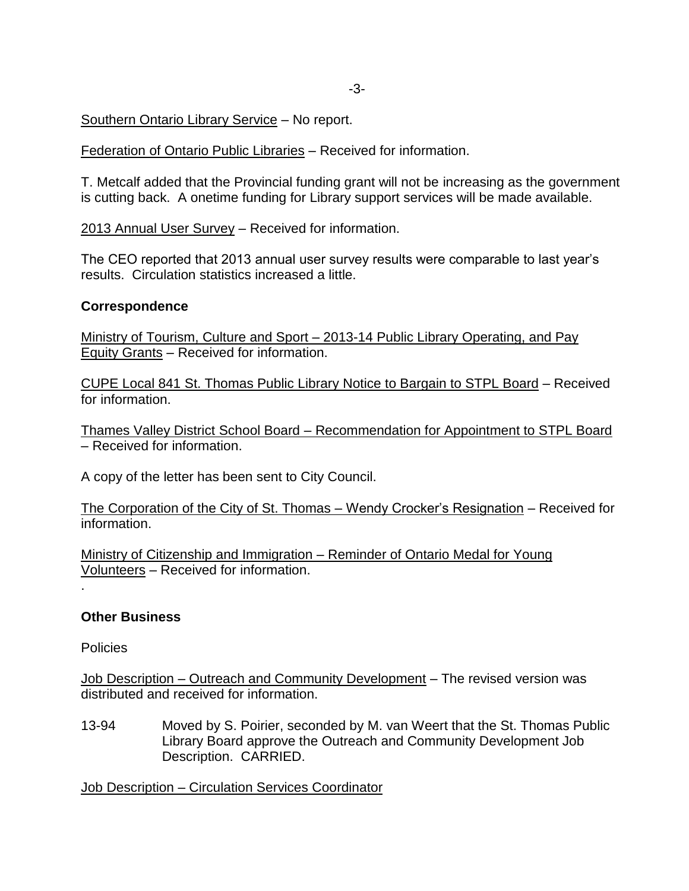Southern Ontario Library Service – No report.

Federation of Ontario Public Libraries – Received for information.

T. Metcalf added that the Provincial funding grant will not be increasing as the government is cutting back. A onetime funding for Library support services will be made available.

2013 Annual User Survey – Received for information.

The CEO reported that 2013 annual user survey results were comparable to last year's results. Circulation statistics increased a little.

**Correspondence**

Ministry of Tourism, Culture and Sport – 2013-14 Public Library Operating, and Pay Equity Grants – Received for information.

CUPE Local 841 St. Thomas Public Library Notice to Bargain to STPL Board – Received for information.

Thames Valley District School Board – Recommendation for Appointment to STPL Board – Received for information.

A copy of the letter has been sent to City Council.

The Corporation of the City of St. Thomas – Wendy Crocker's Resignation – Received for information.

Ministry of Citizenship and Immigration – Reminder of Ontario Medal for Young Volunteers – Received for information.

.

**Other Business**

Policies

Job Description – Outreach and Community Development – The revised version was distributed and received for information.

13-94 Moved by S. Poirier, seconded by M. van Weert that the St. Thomas Public Library Board approve the Outreach and Community Development Job Description. CARRIED.

Job Description – Circulation Services Coordinator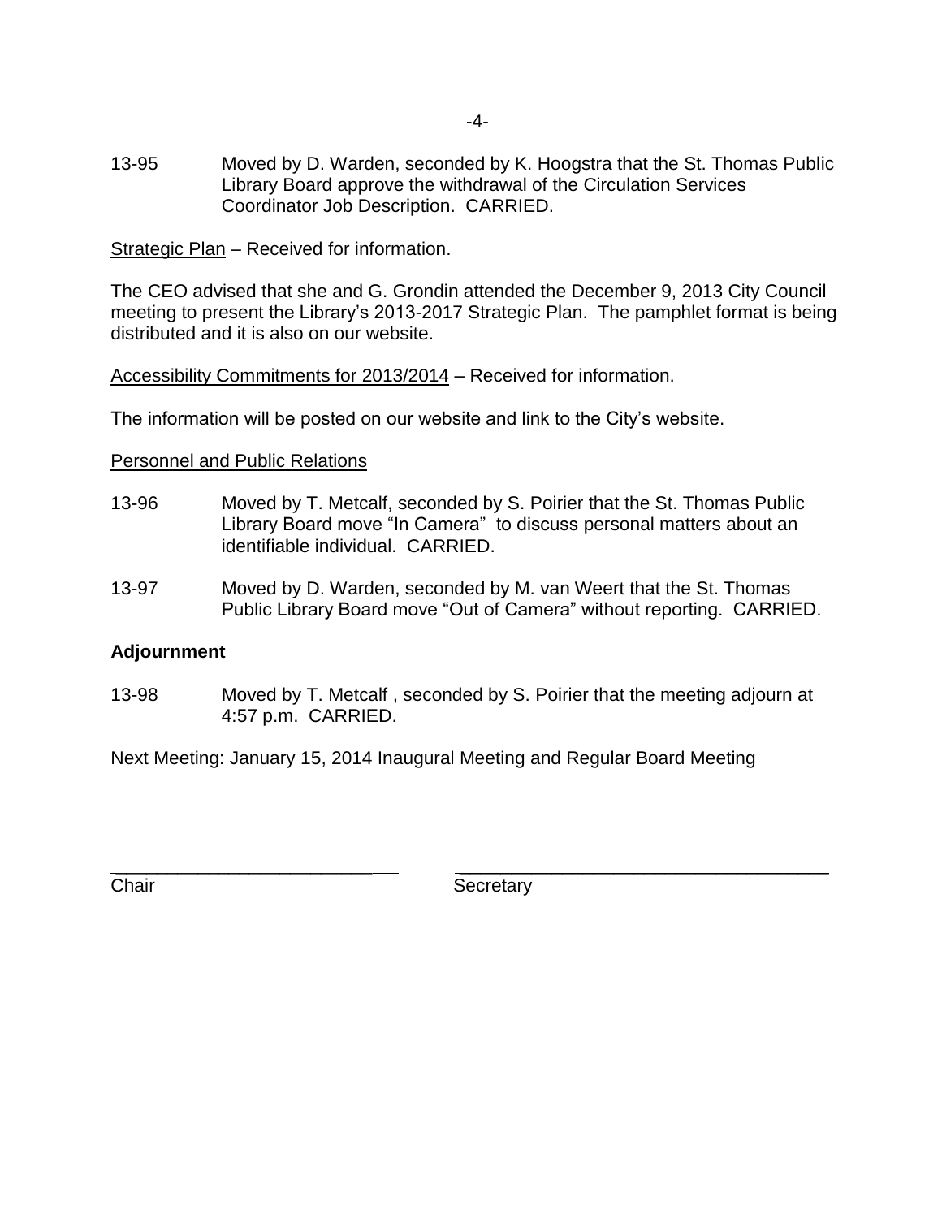13-95 Moved by D. Warden, seconded by K. Hoogstra that the St. Thomas Public Library Board approve the withdrawal of the Circulation Services Coordinator Job Description. CARRIED.

Strategic Plan – Received for information.

The CEO advised that she and G. Grondin attended the December 9, 2013 City Council meeting to present the Library's 2013-2017 Strategic Plan. The pamphlet format is being distributed and it is also on our website.

Accessibility Commitments for 2013/2014 – Received for information.

The information will be posted on our website and link to the City's website.

Personnel and Public Relations

13-96 Moved by T. Metcalf, seconded by S. Poirier that the St. Thomas Public Library Board move "In Camera" to discuss personal matters about an identifiable individual. CARRIED.

13-97 Moved by D. Warden, seconded by M. van Weert that the St. Thomas Public Library Board move "Out of Camera" without reporting. CARRIED.

**Adjournment**

13-98 Moved by T. Metcalf , seconded by S. Poirier that the meeting adjourn at 4:57 p.m. CARRIED.

Next Meeting: January 15, 2014 Inaugural Meeting and Regular Board Meeting

\_\_\_\_\_\_\_\_\_\_\_\_\_\_\_\_\_\_\_\_\_\_\_\_\_\_\_\_ \_\_\_\_\_\_\_\_\_\_\_\_\_\_\_\_\_\_\_\_\_\_\_\_\_\_\_\_\_\_\_\_\_\_\_\_\_\_

Chair Secretary